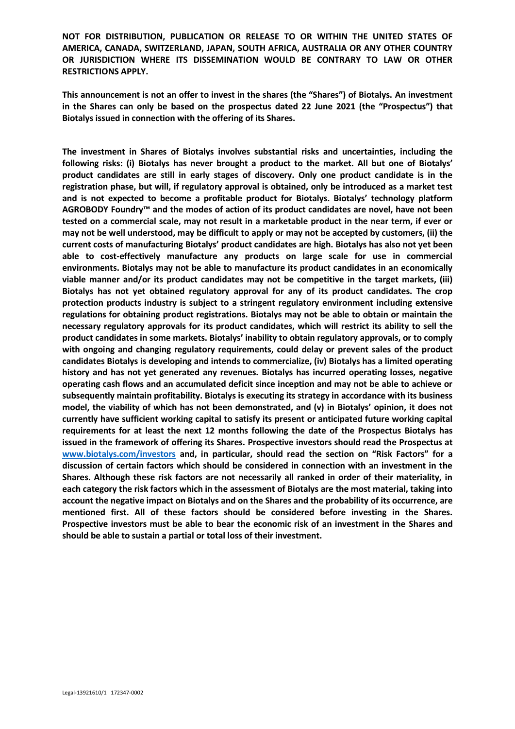**NOT FOR DISTRIBUTION, PUBLICATION OR RELEASE TO OR WITHIN THE UNITED STATES OF AMERICA, CANADA, SWITZERLAND, JAPAN, SOUTH AFRICA, AUSTRALIA OR ANY OTHER COUNTRY OR JURISDICTION WHERE ITS DISSEMINATION WOULD BE CONTRARY TO LAW OR OTHER RESTRICTIONS APPLY.**

**This announcement is not an offer to invest in the shares (the "Shares") of Biotalys. An investment in the Shares can only be based on the prospectus dated 22 June 2021 (the "Prospectus") that Biotalys issued in connection with the offering of its Shares.**

**The investment in Shares of Biotalys involves substantial risks and uncertainties, including the following risks: (i) Biotalys has never brought a product to the market. All but one of Biotalys' product candidates are still in early stages of discovery. Only one product candidate is in the registration phase, but will, if regulatory approval is obtained, only be introduced as a market test and is not expected to become a profitable product for Biotalys. Biotalys' technology platform AGROBODY Foundry™ and the modes of action of its product candidates are novel, have not been tested on a commercial scale, may not result in a marketable product in the near term, if ever or may not be well understood, may be difficult to apply or may not be accepted by customers, (ii) the current costs of manufacturing Biotalys' product candidates are high. Biotalys has also not yet been able to cost-effectively manufacture any products on large scale for use in commercial environments. Biotalys may not be able to manufacture its product candidates in an economically viable manner and/or its product candidates may not be competitive in the target markets, (iii) Biotalys has not yet obtained regulatory approval for any of its product candidates. The crop protection products industry is subject to a stringent regulatory environment including extensive regulations for obtaining product registrations. Biotalys may not be able to obtain or maintain the necessary regulatory approvals for its product candidates, which will restrict its ability to sell the product candidates in some markets. Biotalys' inability to obtain regulatory approvals, or to comply with ongoing and changing regulatory requirements, could delay or prevent sales of the product candidates Biotalys is developing and intends to commercialize, (iv) Biotalys has a limited operating history and has not yet generated any revenues. Biotalys has incurred operating losses, negative operating cash flows and an accumulated deficit since inception and may not be able to achieve or subsequently maintain profitability. Biotalys is executing its strategy in accordance with its business model, the viability of which has not been demonstrated, and (v) in Biotalys' opinion, it does not currently have sufficient working capital to satisfy its present or anticipated future working capital requirements for at least the next 12 months following the date of the Prospectus Biotalys has issued in the framework of offering its Shares. Prospective investors should read the Prospectus at [www.biotalys.com/investors](http://www.biotalys.com/investors) and, in particular, should read the section on "Risk Factors" for a discussion of certain factors which should be considered in connection with an investment in the Shares. Although these risk factors are not necessarily all ranked in order of their materiality, in each category the risk factors which in the assessment of Biotalys are the most material, taking into account the negative impact on Biotalys and on the Shares and the probability of its occurrence, are mentioned first. All of these factors should be considered before investing in the Shares. Prospective investors must be able to bear the economic risk of an investment in the Shares and should be able to sustain a partial or total loss of their investment.**

Legal-13921610/1 172347-0002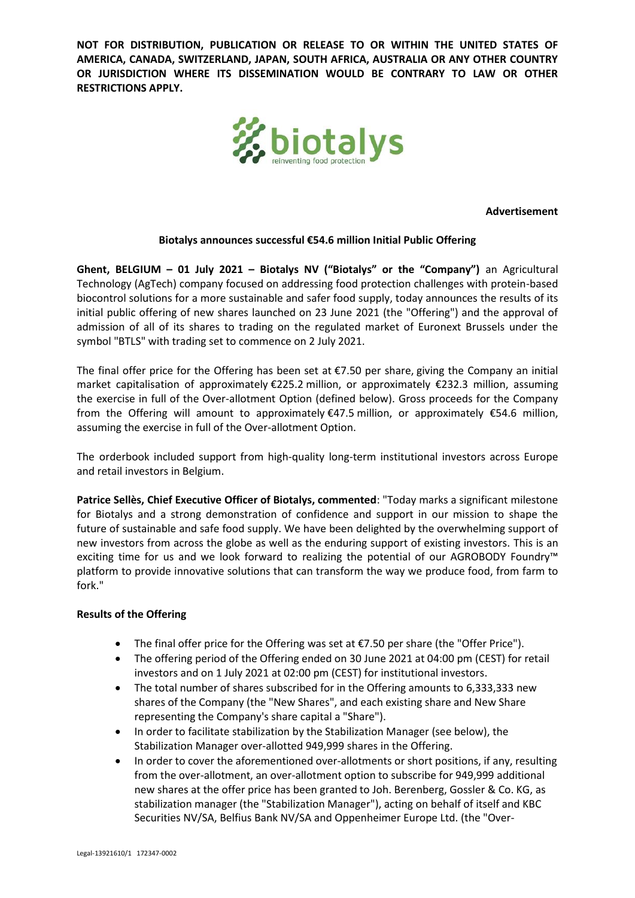**NOT FOR DISTRIBUTION, PUBLICATION OR RELEASE TO OR WITHIN THE UNITED STATES OF AMERICA, CANADA, SWITZERLAND, JAPAN, SOUTH AFRICA, AUSTRALIA OR ANY OTHER COUNTRY OR JURISDICTION WHERE ITS DISSEMINATION WOULD BE CONTRARY TO LAW OR OTHER RESTRICTIONS APPLY.**

biotalys
reinventing food protection

**Advertisement**

**Biotalys announces successful €54.6 million Initial Public Offering**

**Ghent, BELGIUM – 01 July 2021 – Biotalys NV ("Biotalys" or the "Company")** an Agricultural Technology (AgTech) company focused on addressing food protection challenges with protein-based biocontrol solutions for a more sustainable and safer food supply, today announces the results of its initial public offering of new shares launched on 23 June 2021 (the "Offering") and the approval of admission of all of its shares to trading on the regulated market of Euronext Brussels under the symbol "BTLS" with trading set to commence on 2 July 2021.

The final offer price for the Offering has been set at €7.50 per share, giving the Company an initial market capitalisation of approximately €225.2 million, or approximately €232.3 million, assuming the exercise in full of the Over-allotment Option (defined below). Gross proceeds for the Company from the Offering will amount to approximately €47.5 million, or approximately €54.6 million, assuming the exercise in full of the Over-allotment Option.

The orderbook included support from high-quality long-term institutional investors across Europe and retail investors in Belgium.

**Patrice Sellès, Chief Executive Officer of Biotalys, commented**: "Today marks a significant milestone for Biotalys and a strong demonstration of confidence and support in our mission to shape the future of sustainable and safe food supply. We have been delighted by the overwhelming support of new investors from across the globe as well as the enduring support of existing investors. This is an exciting time for us and we look forward to realizing the potential of our AGROBODY Foundry™ platform to provide innovative solutions that can transform the way we produce food, from farm to fork."

**Results of the Offering**

- The final offer price for the Offering was set at €7.50 per share (the "Offer Price").
- The offering period of the Offering ended on 30 June 2021 at 04:00 pm (CEST) for retail investors and on 1 July 2021 at 02:00 pm (CEST) for institutional investors.
- The total number of shares subscribed for in the Offering amounts to 6,333,333 new shares of the Company (the "New Shares", and each existing share and New Share representing the Company's share capital a "Share").
- In order to facilitate stabilization by the Stabilization Manager (see below), the Stabilization Manager over-allotted 949,999 shares in the Offering.
- In order to cover the aforementioned over-allotments or short positions, if any, resulting from the over-allotment, an over-allotment option to subscribe for 949,999 additional new shares at the offer price has been granted to Joh. Berenberg, Gossler & Co. KG, as stabilization manager (the "Stabilization Manager"), acting on behalf of itself and KBC Securities NV/SA, Belfius Bank NV/SA and Oppenheimer Europe Ltd. (the "Over-

Legal-13921610/1 172347-0002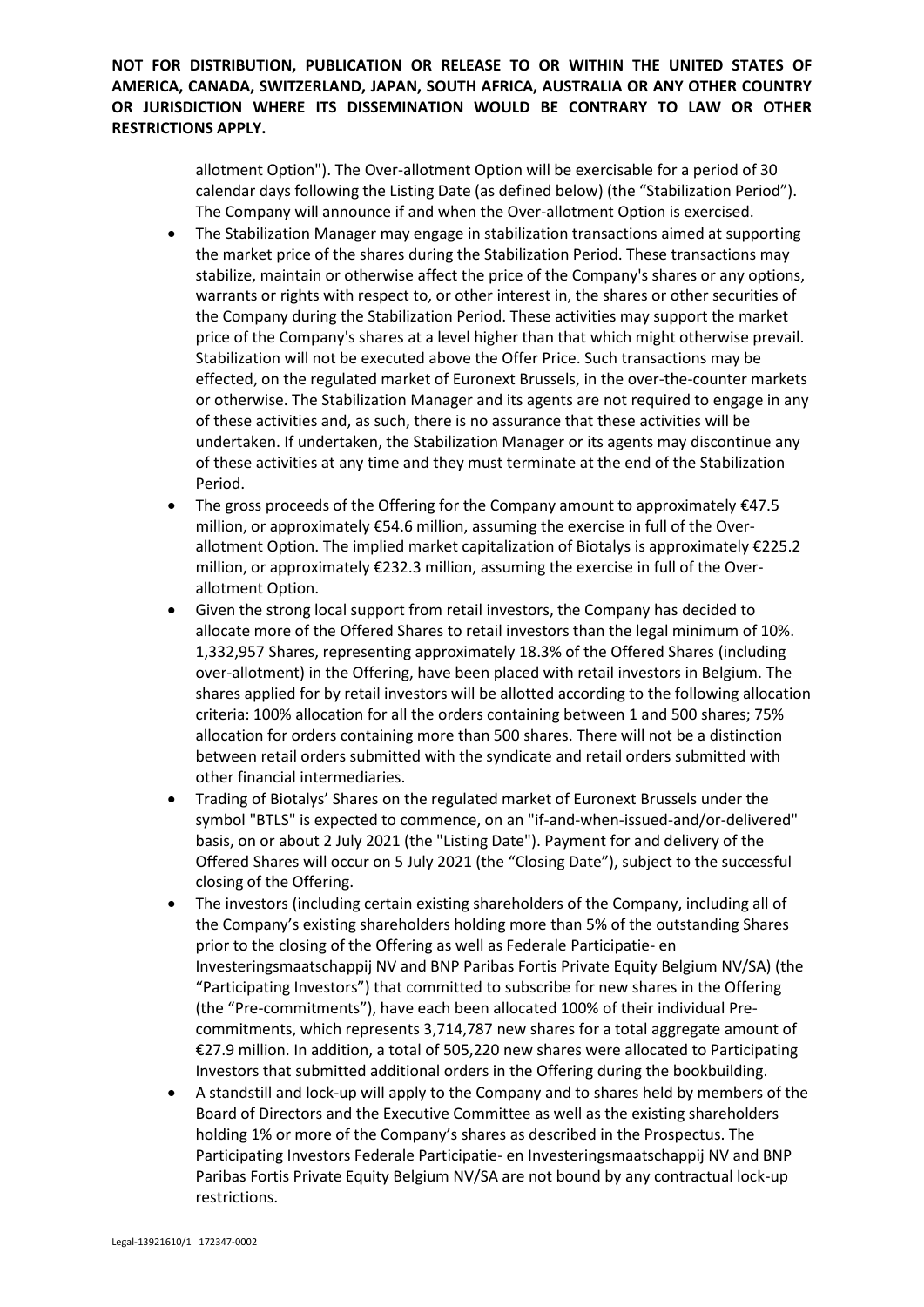allotment Option"). The Over-allotment Option will be exercisable for a period of 30 calendar days following the Listing Date (as defined below) (the "Stabilization Period"). The Company will announce if and when the Over-allotment Option is exercised.

- The Stabilization Manager may engage in stabilization transactions aimed at supporting the market price of the shares during the Stabilization Period. These transactions may stabilize, maintain or otherwise affect the price of the Company's shares or any options, warrants or rights with respect to, or other interest in, the shares or other securities of the Company during the Stabilization Period. These activities may support the market price of the Company's shares at a level higher than that which might otherwise prevail. Stabilization will not be executed above the Offer Price. Such transactions may be effected, on the regulated market of Euronext Brussels, in the over-the-counter markets or otherwise. The Stabilization Manager and its agents are not required to engage in any of these activities and, as such, there is no assurance that these activities will be undertaken. If undertaken, the Stabilization Manager or its agents may discontinue any of these activities at any time and they must terminate at the end of the Stabilization Period.
- The gross proceeds of the Offering for the Company amount to approximately €47.5 million, or approximately €54.6 million, assuming the exercise in full of the Over-allotment Option. The implied market capitalization of Biotalys is approximately €225.2 million, or approximately €232.3 million, assuming the exercise in full of the Over-allotment Option.
- Given the strong local support from retail investors, the Company has decided to allocate more of the Offered Shares to retail investors than the legal minimum of 10%. 1,332,957 Shares, representing approximately 18.3% of the Offered Shares (including over-allotment) in the Offering, have been placed with retail investors in Belgium. The shares applied for by retail investors will be allotted according to the following allocation criteria: 100% allocation for all the orders containing between 1 and 500 shares; 75% allocation for orders containing more than 500 shares. There will not be a distinction between retail orders submitted with the syndicate and retail orders submitted with other financial intermediaries.
- Trading of Biotalys' Shares on the regulated market of Euronext Brussels under the symbol "BTLS" is expected to commence, on an "if-and-when-issued-and/or-delivered" basis, on or about 2 July 2021 (the "Listing Date"). Payment for and delivery of the Offered Shares will occur on 5 July 2021 (the "Closing Date"), subject to the successful closing of the Offering.
- The investors (including certain existing shareholders of the Company, including all of the Company's existing shareholders holding more than 5% of the outstanding Shares prior to the closing of the Offering as well as Federale Participatie- en Investeringsmaatschappij NV and BNP Paribas Fortis Private Equity Belgium NV/SA) (the "Participating Investors") that committed to subscribe for new shares in the Offering (the "Pre-commitments"), have each been allocated 100% of their individual Pre-commitments, which represents 3,714,787 new shares for a total aggregate amount of €27.9 million. In addition, a total of 505,220 new shares were allocated to Participating Investors that submitted additional orders in the Offering during the bookbuilding.
- A standstill and lock-up will apply to the Company and to shares held by members of the Board of Directors and the Executive Committee as well as the existing shareholders holding 1% or more of the Company's shares as described in the Prospectus. The Participating Investors Federale Participatie- en Investeringsmaatschappij NV and BNP Paribas Fortis Private Equity Belgium NV/SA are not bound by any contractual lock-up restrictions.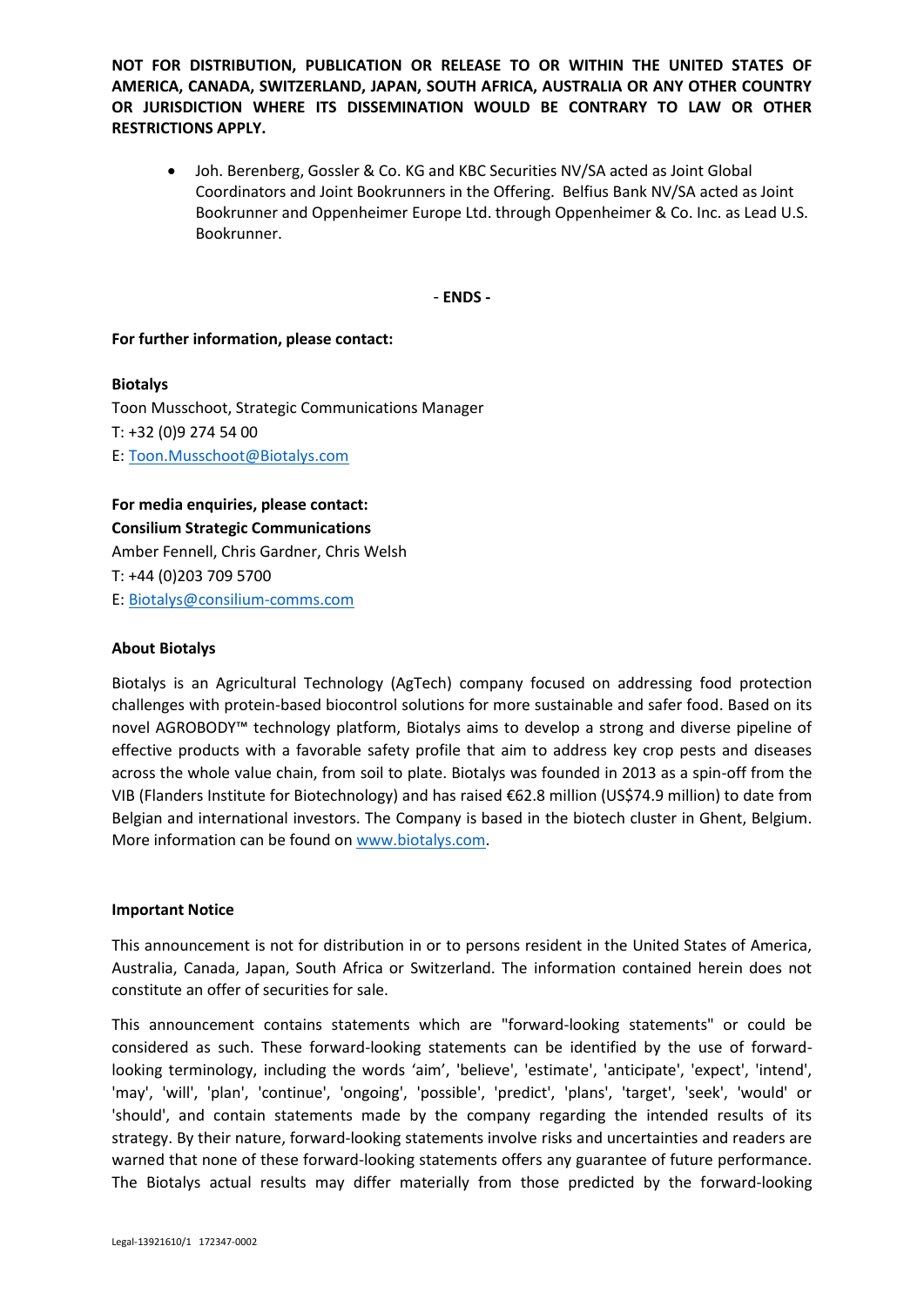**NOT FOR DISTRIBUTION, PUBLICATION OR RELEASE TO OR WITHIN THE UNITED STATES OF AMERICA, CANADA, SWITZERLAND, JAPAN, SOUTH AFRICA, AUSTRALIA OR ANY OTHER COUNTRY OR JURISDICTION WHERE ITS DISSEMINATION WOULD BE CONTRARY TO LAW OR OTHER RESTRICTIONS APPLY.**

- Joh. Berenberg, Gossler & Co. KG and KBC Securities NV/SA acted as Joint Global Coordinators and Joint Bookrunners in the Offering. Belfius Bank NV/SA acted as Joint Bookrunner and Oppenheimer Europe Ltd. through Oppenheimer & Co. Inc. as Lead U.S. Bookrunner.

\- **ENDS -**

**For further information, please contact:**

**Biotalys**
Toon Musschoot, Strategic Communications Manager
T: +32 (0)9 274 54 00
E: Toon.Musschoot@Biotalys.com

**For media enquiries, please contact:**
**Consilium Strategic Communications**
Amber Fennell, Chris Gardner, Chris Welsh
T: +44 (0)203 709 5700
E: Biotalys@consilium-comms.com

**About Biotalys**

Biotalys is an Agricultural Technology (AgTech) company focused on addressing food protection challenges with protein-based biocontrol solutions for more sustainable and safer food. Based on its novel AGROBODY™ technology platform, Biotalys aims to develop a strong and diverse pipeline of effective products with a favorable safety profile that aim to address key crop pests and diseases across the whole value chain, from soil to plate. Biotalys was founded in 2013 as a spin-off from the VIB (Flanders Institute for Biotechnology) and has raised €62.8 million (US$74.9 million) to date from Belgian and international investors. The Company is based in the biotech cluster in Ghent, Belgium. More information can be found on www.biotalys.com.

**Important Notice**

This announcement is not for distribution in or to persons resident in the United States of America, Australia, Canada, Japan, South Africa or Switzerland. The information contained herein does not constitute an offer of securities for sale.

This announcement contains statements which are "forward-looking statements" or could be considered as such. These forward-looking statements can be identified by the use of forward-looking terminology, including the words 'aim', 'believe', 'estimate', 'anticipate', 'expect', 'intend', 'may', 'will', 'plan', 'continue', 'ongoing', 'possible', 'predict', 'plans', 'target', 'seek', 'would' or 'should', and contain statements made by the company regarding the intended results of its strategy. By their nature, forward-looking statements involve risks and uncertainties and readers are warned that none of these forward-looking statements offers any guarantee of future performance. The Biotalys actual results may differ materially from those predicted by the forward-looking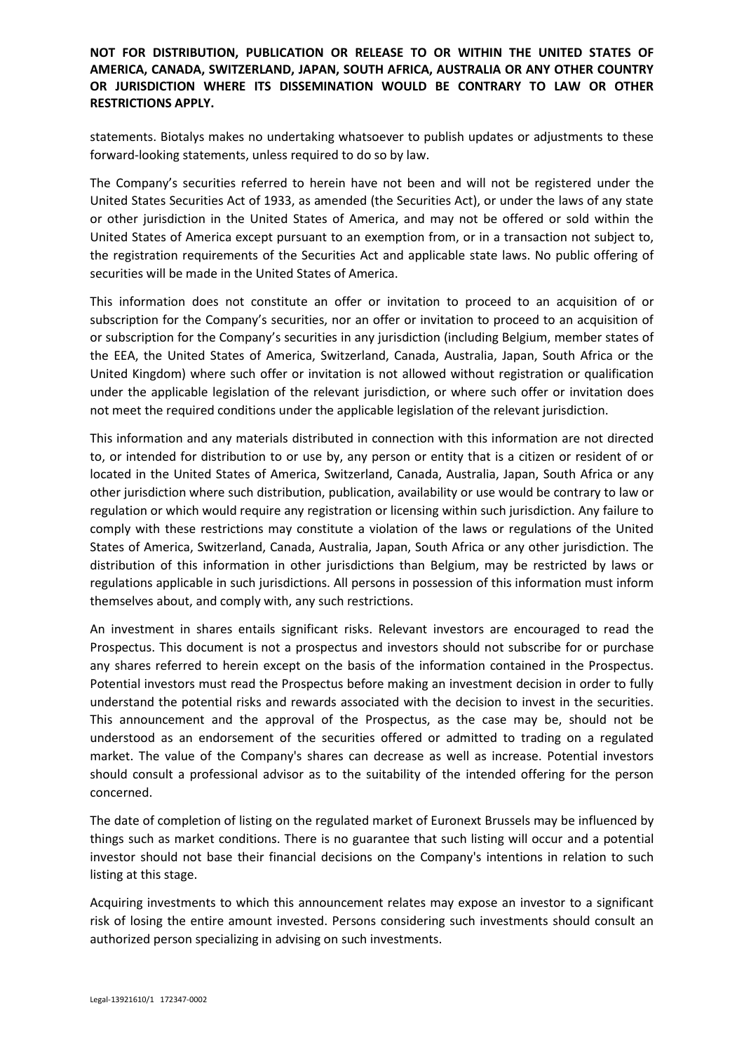**NOT FOR DISTRIBUTION, PUBLICATION OR RELEASE TO OR WITHIN THE UNITED STATES OF AMERICA, CANADA, SWITZERLAND, JAPAN, SOUTH AFRICA, AUSTRALIA OR ANY OTHER COUNTRY OR JURISDICTION WHERE ITS DISSEMINATION WOULD BE CONTRARY TO LAW OR OTHER RESTRICTIONS APPLY.**

statements. Biotalys makes no undertaking whatsoever to publish updates or adjustments to these forward-looking statements, unless required to do so by law.

The Company's securities referred to herein have not been and will not be registered under the United States Securities Act of 1933, as amended (the Securities Act), or under the laws of any state or other jurisdiction in the United States of America, and may not be offered or sold within the United States of America except pursuant to an exemption from, or in a transaction not subject to, the registration requirements of the Securities Act and applicable state laws. No public offering of securities will be made in the United States of America.

This information does not constitute an offer or invitation to proceed to an acquisition of or subscription for the Company's securities, nor an offer or invitation to proceed to an acquisition of or subscription for the Company's securities in any jurisdiction (including Belgium, member states of the EEA, the United States of America, Switzerland, Canada, Australia, Japan, South Africa or the United Kingdom) where such offer or invitation is not allowed without registration or qualification under the applicable legislation of the relevant jurisdiction, or where such offer or invitation does not meet the required conditions under the applicable legislation of the relevant jurisdiction.

This information and any materials distributed in connection with this information are not directed to, or intended for distribution to or use by, any person or entity that is a citizen or resident of or located in the United States of America, Switzerland, Canada, Australia, Japan, South Africa or any other jurisdiction where such distribution, publication, availability or use would be contrary to law or regulation or which would require any registration or licensing within such jurisdiction. Any failure to comply with these restrictions may constitute a violation of the laws or regulations of the United States of America, Switzerland, Canada, Australia, Japan, South Africa or any other jurisdiction. The distribution of this information in other jurisdictions than Belgium, may be restricted by laws or regulations applicable in such jurisdictions. All persons in possession of this information must inform themselves about, and comply with, any such restrictions.

An investment in shares entails significant risks. Relevant investors are encouraged to read the Prospectus. This document is not a prospectus and investors should not subscribe for or purchase any shares referred to herein except on the basis of the information contained in the Prospectus. Potential investors must read the Prospectus before making an investment decision in order to fully understand the potential risks and rewards associated with the decision to invest in the securities. This announcement and the approval of the Prospectus, as the case may be, should not be understood as an endorsement of the securities offered or admitted to trading on a regulated market. The value of the Company's shares can decrease as well as increase. Potential investors should consult a professional advisor as to the suitability of the intended offering for the person concerned.

The date of completion of listing on the regulated market of Euronext Brussels may be influenced by things such as market conditions. There is no guarantee that such listing will occur and a potential investor should not base their financial decisions on the Company's intentions in relation to such listing at this stage.

Acquiring investments to which this announcement relates may expose an investor to a significant risk of losing the entire amount invested. Persons considering such investments should consult an authorized person specializing in advising on such investments.

Legal-13921610/1 172347-0002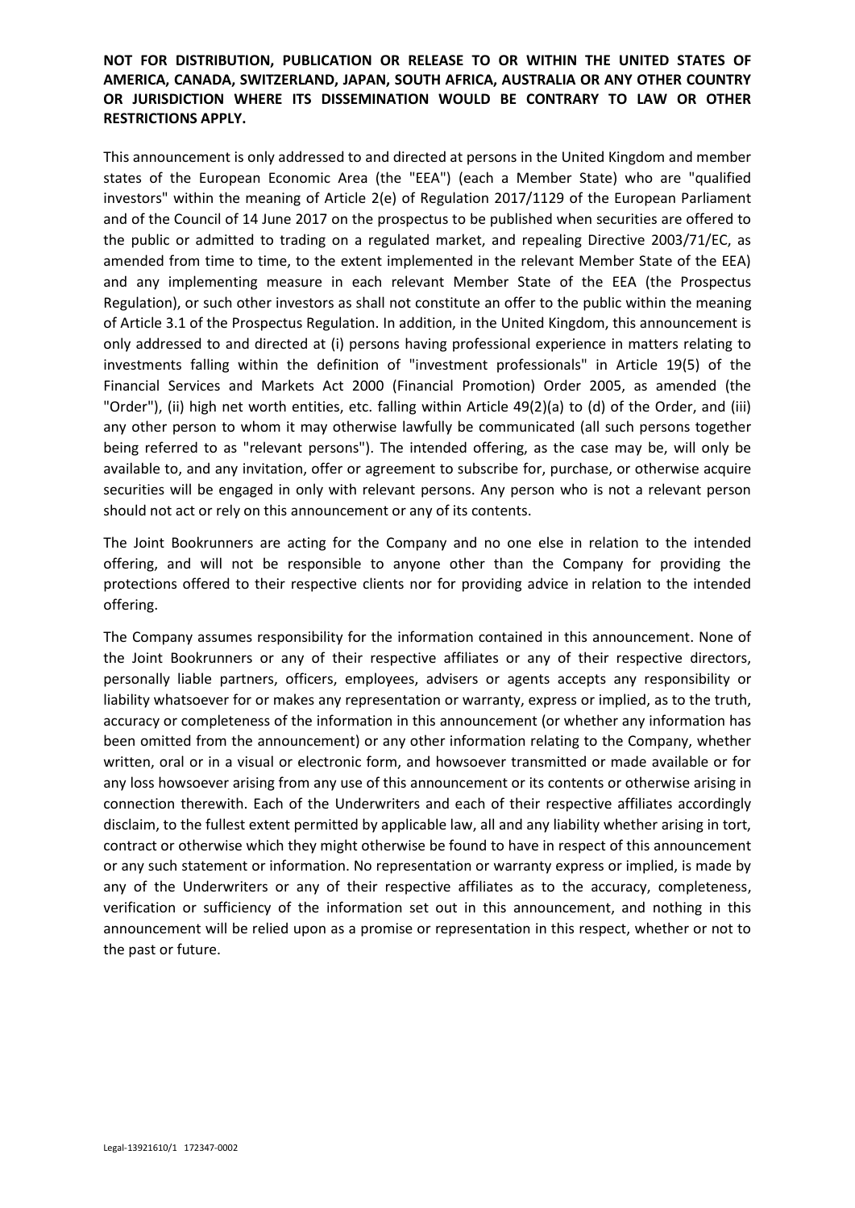**NOT FOR DISTRIBUTION, PUBLICATION OR RELEASE TO OR WITHIN THE UNITED STATES OF AMERICA, CANADA, SWITZERLAND, JAPAN, SOUTH AFRICA, AUSTRALIA OR ANY OTHER COUNTRY OR JURISDICTION WHERE ITS DISSEMINATION WOULD BE CONTRARY TO LAW OR OTHER RESTRICTIONS APPLY.**

This announcement is only addressed to and directed at persons in the United Kingdom and member states of the European Economic Area (the "EEA") (each a Member State) who are "qualified investors" within the meaning of Article 2(e) of Regulation 2017/1129 of the European Parliament and of the Council of 14 June 2017 on the prospectus to be published when securities are offered to the public or admitted to trading on a regulated market, and repealing Directive 2003/71/EC, as amended from time to time, to the extent implemented in the relevant Member State of the EEA) and any implementing measure in each relevant Member State of the EEA (the Prospectus Regulation), or such other investors as shall not constitute an offer to the public within the meaning of Article 3.1 of the Prospectus Regulation. In addition, in the United Kingdom, this announcement is only addressed to and directed at (i) persons having professional experience in matters relating to investments falling within the definition of "investment professionals" in Article 19(5) of the Financial Services and Markets Act 2000 (Financial Promotion) Order 2005, as amended (the "Order"), (ii) high net worth entities, etc. falling within Article 49(2)(a) to (d) of the Order, and (iii) any other person to whom it may otherwise lawfully be communicated (all such persons together being referred to as "relevant persons"). The intended offering, as the case may be, will only be available to, and any invitation, offer or agreement to subscribe for, purchase, or otherwise acquire securities will be engaged in only with relevant persons. Any person who is not a relevant person should not act or rely on this announcement or any of its contents.

The Joint Bookrunners are acting for the Company and no one else in relation to the intended offering, and will not be responsible to anyone other than the Company for providing the protections offered to their respective clients nor for providing advice in relation to the intended offering.

The Company assumes responsibility for the information contained in this announcement. None of the Joint Bookrunners or any of their respective affiliates or any of their respective directors, personally liable partners, officers, employees, advisers or agents accepts any responsibility or liability whatsoever for or makes any representation or warranty, express or implied, as to the truth, accuracy or completeness of the information in this announcement (or whether any information has been omitted from the announcement) or any other information relating to the Company, whether written, oral or in a visual or electronic form, and howsoever transmitted or made available or for any loss howsoever arising from any use of this announcement or its contents or otherwise arising in connection therewith. Each of the Underwriters and each of their respective affiliates accordingly disclaim, to the fullest extent permitted by applicable law, all and any liability whether arising in tort, contract or otherwise which they might otherwise be found to have in respect of this announcement or any such statement or information. No representation or warranty express or implied, is made by any of the Underwriters or any of their respective affiliates as to the accuracy, completeness, verification or sufficiency of the information set out in this announcement, and nothing in this announcement will be relied upon as a promise or representation in this respect, whether or not to the past or future.

Legal-13921610/1 172347-0002